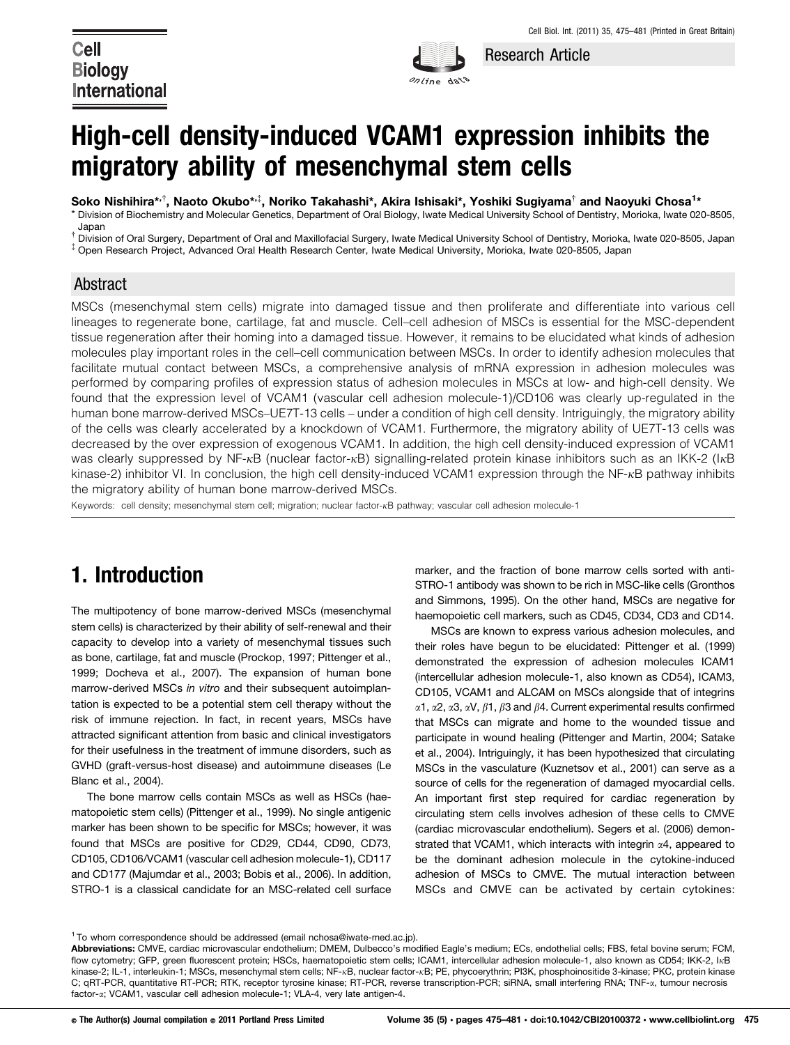# High-cell density-induced VCAM1 expression inhibits the migratory ability of mesenchymal stem cells

**Soko Nishihira*,†, Naoto Okubo*,‡, Noriko Takahashi*, Akira Ishisaki*, Yoshiki Sugiyama† and Naoyuki Chosa[1]***

* Division of Biochemistry and Molecular Genetics, Department of Oral Biology, Iwate Medical University School of Dentistry, Morioka, Iwate 020-8505, Japan

† Division of Oral Surgery, Department of Oral and Maxillofacial Surgery, Iwate Medical University School of Dentistry, Morioka, Iwate 020-8505, Japan

‡ Open Research Project, Advanced Oral Health Research Center, Iwate Medical University, Morioka, Iwate 020-8505, Japan

## Abstract

MSCs (mesenchymal stem cells) migrate into damaged tissue and then proliferate and differentiate into various cell lineages to regenerate bone, cartilage, fat and muscle. Cell–cell adhesion of MSCs is essential for the MSC-dependent tissue regeneration after their homing into a damaged tissue. However, it remains to be elucidated what kinds of adhesion molecules play important roles in the cell–cell communication between MSCs. In order to identify adhesion molecules that facilitate mutual contact between MSCs, a comprehensive analysis of mRNA expression in adhesion molecules was performed by comparing profiles of expression status of adhesion molecules in MSCs at low- and high-cell density. We found that the expression level of VCAM1 (vascular cell adhesion molecule-1)/CD106 was clearly up-regulated in the human bone marrow-derived MSCs–UE7T-13 cells – under a condition of high cell density. Intriguingly, the migratory ability of the cells was clearly accelerated by a knockdown of VCAM1. Furthermore, the migratory ability of UE7T-13 cells was decreased by the over expression of exogenous VCAM1. In addition, the high cell density-induced expression of VCAM1 was clearly suppressed by NF-$\kappa$B (nuclear factor-$\kappa$B) signalling-related protein kinase inhibitors such as an IKK-2 (I$\kappa$B kinase-2) inhibitor VI. In conclusion, the high cell density-induced VCAM1 expression through the NF-$\kappa$B pathway inhibits the migratory ability of human bone marrow-derived MSCs.

Keywords: cell density; mesenchymal stem cell; migration; nuclear factor-$\kappa$B pathway; vascular cell adhesion molecule-1

# 1. Introduction

The multipotency of bone marrow-derived MSCs (mesenchymal stem cells) is characterized by their ability of self-renewal and their capacity to develop into a variety of mesenchymal tissues such as bone, cartilage, fat and muscle (Prockop, 1997; Pittenger et al., 1999; Docheva et al., 2007). The expansion of human bone marrow-derived MSCs *in vitro* and their subsequent autoimplantation is expected to be a potential stem cell therapy without the risk of immune rejection. In fact, in recent years, MSCs have attracted significant attention from basic and clinical investigators for their usefulness in the treatment of immune disorders, such as GVHD (graft-versus-host disease) and autoimmune diseases (Le Blanc et al., 2004).

The bone marrow cells contain MSCs as well as HSCs (haematopoietic stem cells) (Pittenger et al., 1999). No single antigenic marker has been shown to be specific for MSCs; however, it was found that MSCs are positive for CD29, CD44, CD90, CD73, CD105, CD106/VCAM1 (vascular cell adhesion molecule-1), CD117 and CD177 (Majumdar et al., 2003; Bobis et al., 2006). In addition, STRO-1 is a classical candidate for an MSC-related cell surface marker, and the fraction of bone marrow cells sorted with anti-STRO-1 antibody was shown to be rich in MSC-like cells (Gronthos and Simmons, 1995). On the other hand, MSCs are negative for haemopoietic cell markers, such as CD45, CD34, CD3 and CD14.

MSCs are known to express various adhesion molecules, and their roles have begun to be elucidated: Pittenger et al. (1999) demonstrated the expression of adhesion molecules ICAM1 (intercellular adhesion molecule-1, also known as CD54), ICAM3, CD105, VCAM1 and ALCAM on MSCs alongside that of integrins $\alpha$1, $\alpha$2, $\alpha$3, $\alpha$V, $\beta$1, $\beta$3 and $\beta$4. Current experimental results confirmed that MSCs can migrate and home to the wounded tissue and participate in wound healing (Pittenger and Martin, 2004; Satake et al., 2004). Intriguingly, it has been hypothesized that circulating MSCs in the vasculature (Kuznetsov et al., 2001) can serve as a source of cells for the regeneration of damaged myocardial cells. An important first step required for cardiac regeneration by circulating stem cells involves adhesion of these cells to CMVE (cardiac microvascular endothelium). Segers et al. (2006) demonstrated that VCAM1, which interacts with integrin $\alpha$4, appeared to be the dominant adhesion molecule in the cytokine-induced adhesion of MSCs to CMVE. The mutual interaction between MSCs and CMVE can be activated by certain cytokines:

[1] To whom correspondence should be addressed (email nchosa@iwate-med.ac.jp).

**Abbreviations:** CMVE, cardiac microvascular endothelium; DMEM, Dulbecco's modified Eagle's medium; ECs, endothelial cells; FBS, fetal bovine serum; FCM, flow cytometry; GFP, green fluorescent protein; HSCs, haematopoietic stem cells; ICAM1, intercellular adhesion molecule-1, also known as CD54; IKK-2, I$\kappa$B kinase-2; IL-1, interleukin-1; MSCs, mesenchymal stem cells; NF-$\kappa$B, nuclear factor-$\kappa$B; PE, phycoerythrin; PI3K, phosphoinositide 3-kinase; PKC, protein kinase C; qRT-PCR, quantitative RT-PCR; RTK, receptor tyrosine kinase; RT-PCR, reverse transcription-PCR; siRNA, small interfering RNA; TNF-$\alpha$, tumour necrosis factor-$\alpha$; VCAM1, vascular cell adhesion molecule-1; VLA-4, very late antigen-4.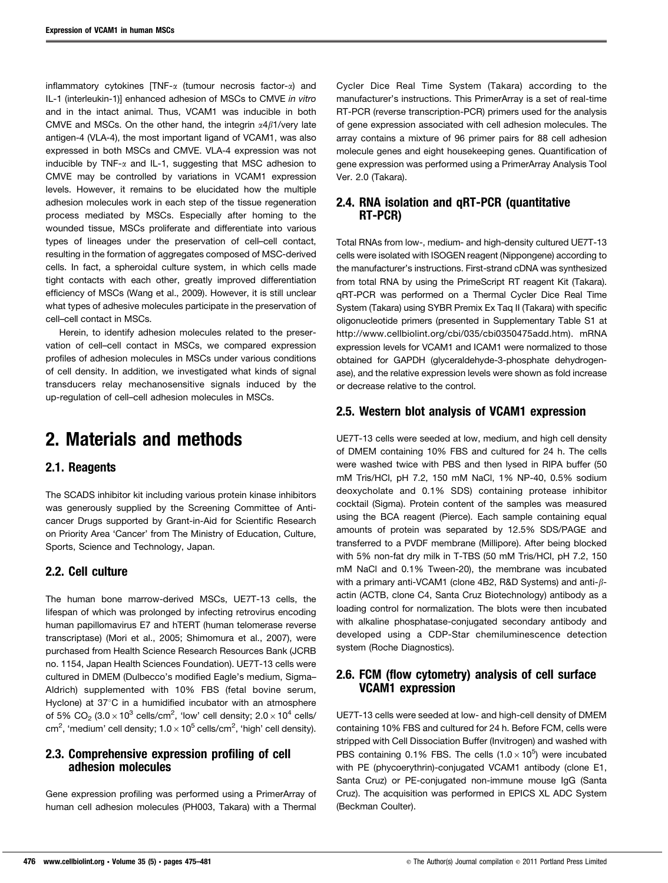inflammatory cytokines [TNF-$\alpha$ (tumour necrosis factor-$\alpha$) and IL-1 (interleukin-1)] enhanced adhesion of MSCs to CMVE *in vitro* and in the intact animal. Thus, VCAM1 was inducible in both CMVE and MSCs. On the other hand, the integrin $\alpha 4\beta 1$/very late antigen-4 (VLA-4), the most important ligand of VCAM1, was also expressed in both MSCs and CMVE. VLA-4 expression was not inducible by TNF-$\alpha$ and IL-1, suggesting that MSC adhesion to CMVE may be controlled by variations in VCAM1 expression levels. However, it remains to be elucidated how the multiple adhesion molecules work in each step of the tissue regeneration process mediated by MSCs. Especially after homing to the wounded tissue, MSCs proliferate and differentiate into various types of lineages under the preservation of cell–cell contact, resulting in the formation of aggregates composed of MSC-derived cells. In fact, a spheroidal culture system, in which cells made tight contacts with each other, greatly improved differentiation efficiency of MSCs (Wang et al., 2009). However, it is still unclear what types of adhesive molecules participate in the preservation of cell–cell contact in MSCs.

Herein, to identify adhesion molecules related to the preservation of cell–cell contact in MSCs, we compared expression profiles of adhesion molecules in MSCs under various conditions of cell density. In addition, we investigated what kinds of signal transducers relay mechanosensitive signals induced by the up-regulation of cell–cell adhesion molecules in MSCs.

# 2. Materials and methods

## 2.1. Reagents

The SCADS inhibitor kit including various protein kinase inhibitors was generously supplied by the Screening Committee of Anti-cancer Drugs supported by Grant-in-Aid for Scientific Research on Priority Area 'Cancer' from The Ministry of Education, Culture, Sports, Science and Technology, Japan.

## 2.2. Cell culture

The human bone marrow-derived MSCs, UE7T-13 cells, the lifespan of which was prolonged by infecting retrovirus encoding human papillomavirus E7 and hTERT (human telomerase reverse transcriptase) (Mori et al., 2005; Shimomura et al., 2007), were purchased from Health Science Research Resources Bank (JCRB no. 1154, Japan Health Sciences Foundation). UE7T-13 cells were cultured in DMEM (Dulbecco's modified Eagle's medium, Sigma–Aldrich) supplemented with 10% FBS (fetal bovine serum, Hyclone) at 37°C in a humidified incubator with an atmosphere of 5% $CO_2$ ($3.0 \times 10^3$ cells/cm$^2$, 'low' cell density; $2.0 \times 10^4$ cells/cm$^2$, 'medium' cell density; $1.0 \times 10^5$ cells/cm$^2$, 'high' cell density).

## 2.3. Comprehensive expression profiling of cell adhesion molecules

Gene expression profiling was performed using a PrimerArray of human cell adhesion molecules (PH003, Takara) with a Thermal Cycler Dice Real Time System (Takara) according to the manufacturer's instructions. This PrimerArray is a set of real-time RT-PCR (reverse transcription-PCR) primers used for the analysis of gene expression associated with cell adhesion molecules. The array contains a mixture of 96 primer pairs for 88 cell adhesion molecule genes and eight housekeeping genes. Quantification of gene expression was performed using a PrimerArray Analysis Tool Ver. 2.0 (Takara).

## 2.4. RNA isolation and qRT-PCR (quantitative RT-PCR)

Total RNAs from low-, medium- and high-density cultured UE7T-13 cells were isolated with ISOGEN reagent (Nippongene) according to the manufacturer's instructions. First-strand cDNA was synthesized from total RNA by using the PrimeScript RT reagent Kit (Takara). qRT-PCR was performed on a Thermal Cycler Dice Real Time System (Takara) using SYBR Premix Ex Taq II (Takara) with specific oligonucleotide primers (presented in Supplementary Table S1 at http://www.cellbiolint.org/cbi/035/cbi0350475add.htm). mRNA expression levels for VCAM1 and ICAM1 were normalized to those obtained for GAPDH (glyceraldehyde-3-phosphate dehydrogenase), and the relative expression levels were shown as fold increase or decrease relative to the control.

## 2.5. Western blot analysis of VCAM1 expression

UE7T-13 cells were seeded at low, medium, and high cell density of DMEM containing 10% FBS and cultured for 24 h. The cells were washed twice with PBS and then lysed in RIPA buffer (50 mM Tris/HCl, pH 7.2, 150 mM NaCl, 1% NP-40, 0.5% sodium deoxycholate and 0.1% SDS) containing protease inhibitor cocktail (Sigma). Protein content of the samples was measured using the BCA reagent (Pierce). Each sample containing equal amounts of protein was separated by 12.5% SDS/PAGE and transferred to a PVDF membrane (Millipore). After being blocked with 5% non-fat dry milk in T-TBS (50 mM Tris/HCl, pH 7.2, 150 mM NaCl and 0.1% Tween-20), the membrane was incubated with a primary anti-VCAM1 (clone 4B2, R&D Systems) and anti-$\beta$-actin (ACTB, clone C4, Santa Cruz Biotechnology) antibody as a loading control for normalization. The blots were then incubated with alkaline phosphatase-conjugated secondary antibody and developed using a CDP-Star chemiluminescence detection system (Roche Diagnostics).

## 2.6. FCM (flow cytometry) analysis of cell surface VCAM1 expression

UE7T-13 cells were seeded at low- and high-cell density of DMEM containing 10% FBS and cultured for 24 h. Before FCM, cells were stripped with Cell Dissociation Buffer (Invitrogen) and washed with PBS containing 0.1% FBS. The cells ($1.0 \times 10^5$) were incubated with PE (phycoerythrin)-conjugated VCAM1 antibody (clone E1, Santa Cruz) or PE-conjugated non-immune mouse IgG (Santa Cruz). The acquisition was performed in EPICS XL ADC System (Beckman Coulter).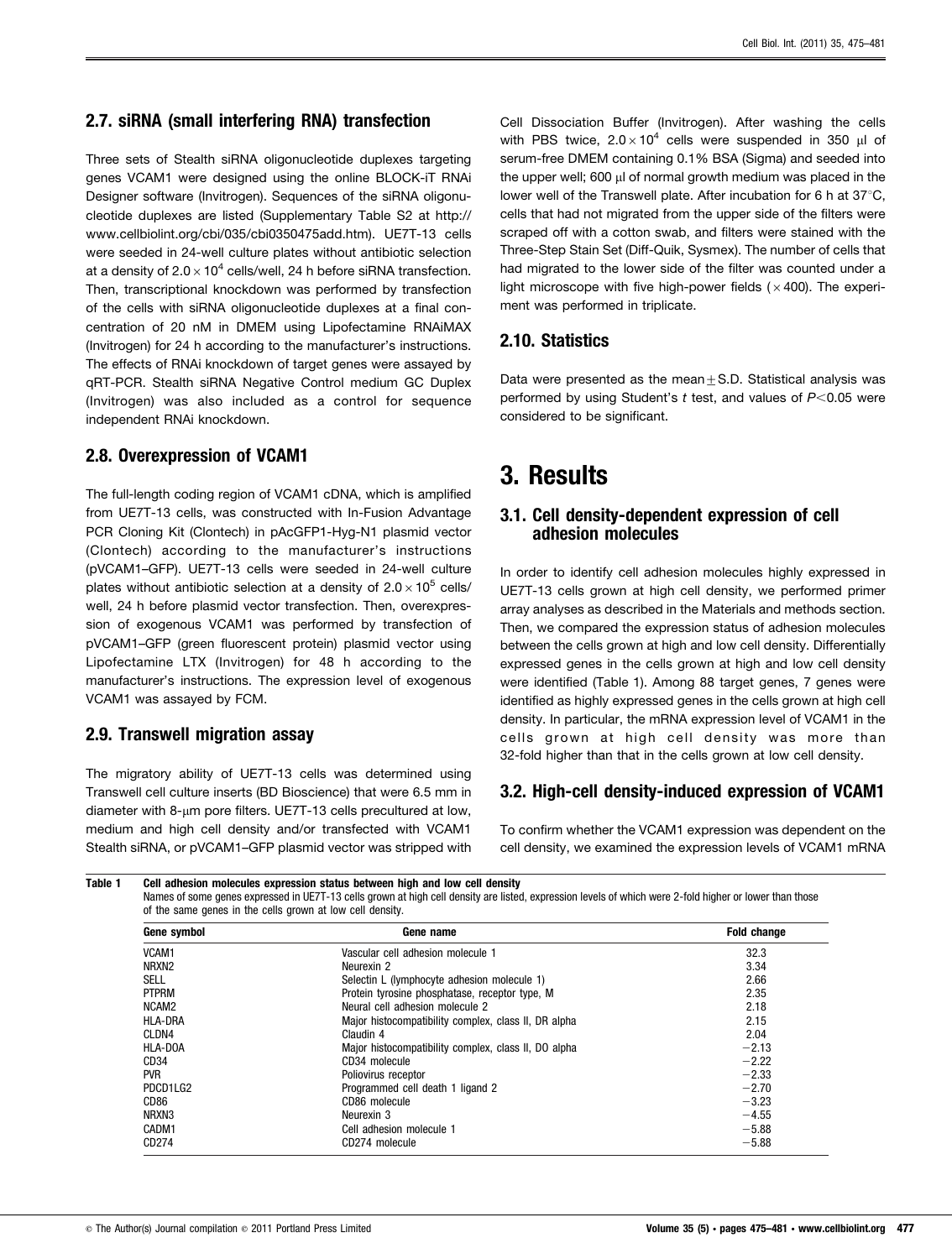## 2.7. siRNA (small interfering RNA) transfection

Three sets of Stealth siRNA oligonucleotide duplexes targeting genes VCAM1 were designed using the online BLOCK-iT RNAi Designer software (Invitrogen). Sequences of the siRNA oligonucleotide duplexes are listed (Supplementary Table S2 at http://www.cellbiolint.org/cbi/035/cbi0350475add.htm). UE7T-13 cells were seeded in 24-well culture plates without antibiotic selection at a density of $2.0 \times 10^4$ cells/well, 24 h before siRNA transfection. Then, transcriptional knockdown was performed by transfection of the cells with siRNA oligonucleotide duplexes at a final concentration of 20 nM in DMEM using Lipofectamine RNAiMAX (Invitrogen) for 24 h according to the manufacturer's instructions. The effects of RNAi knockdown of target genes were assayed by qRT-PCR. Stealth siRNA Negative Control medium GC Duplex (Invitrogen) was also included as a control for sequence independent RNAi knockdown.

## 2.8. Overexpression of VCAM1

The full-length coding region of VCAM1 cDNA, which is amplified from UE7T-13 cells, was constructed with In-Fusion Advantage PCR Cloning Kit (Clontech) in pAcGFP1-Hyg-N1 plasmid vector (Clontech) according to the manufacturer's instructions (pVCAM1–GFP). UE7T-13 cells were seeded in 24-well culture plates without antibiotic selection at a density of $2.0 \times 10^5$ cells/well, 24 h before plasmid vector transfection. Then, overexpression of exogenous VCAM1 was performed by transfection of pVCAM1–GFP (green fluorescent protein) plasmid vector using Lipofectamine LTX (Invitrogen) for 48 h according to the manufacturer's instructions. The expression level of exogenous VCAM1 was assayed by FCM.

## 2.9. Transwell migration assay

The migratory ability of UE7T-13 cells was determined using Transwell cell culture inserts (BD Bioscience) that were 6.5 mm in diameter with 8-μm pore filters. UE7T-13 cells precultured at low, medium and high cell density and/or transfected with VCAM1 Stealth siRNA, or pVCAM1–GFP plasmid vector was stripped with Cell Dissociation Buffer (Invitrogen). After washing the cells with PBS twice, $2.0 \times 10^4$ cells were suspended in 350 μl of serum-free DMEM containing 0.1% BSA (Sigma) and seeded into the upper well; 600 μl of normal growth medium was placed in the lower well of the Transwell plate. After incubation for 6 h at 37°C, cells that had not migrated from the upper side of the filters were scraped off with a cotton swab, and filters were stained with the Three-Step Stain Set (Diff-Quik, Sysmex). The number of cells that had migrated to the lower side of the filter was counted under a light microscope with five high-power fields (×400). The experiment was performed in triplicate.

## 2.10. Statistics

Data were presented as the mean ± S.D. Statistical analysis was performed by using Student's *t* test, and values of $P<0.05$ were considered to be significant.

# 3. Results

## 3.1. Cell density-dependent expression of cell adhesion molecules

In order to identify cell adhesion molecules highly expressed in UE7T-13 cells grown at high cell density, we performed primer array analyses as described in the Materials and methods section. Then, we compared the expression status of adhesion molecules between the cells grown at high and low cell density. Differentially expressed genes in the cells grown at high and low cell density were identified (Table 1). Among 88 target genes, 7 genes were identified as highly expressed genes in the cells grown at high cell density. In particular, the mRNA expression level of VCAM1 in the cells grown at high cell density was more than 32-fold higher than that in the cells grown at low cell density.

## 3.2. High-cell density-induced expression of VCAM1

To confirm whether the VCAM1 expression was dependent on the cell density, we examined the expression levels of VCAM1 mRNA

**Table 1 Cell adhesion molecules expression status between high and low cell density**

Names of some genes expressed in UE7T-13 cells grown at high cell density are listed, expression levels of which were 2-fold higher or lower than those of the same genes in the cells grown at low cell density.

| Gene symbol | Gene name | Fold change |
|---|---|---|
| VCAM1 | Vascular cell adhesion molecule 1 | 32.3 |
| NRXN2 | Neurexin 2 | 3.34 |
| SELL | Selectin L (lymphocyte adhesion molecule 1) | 2.66 |
| PTPRM | Protein tyrosine phosphatase, receptor type, M | 2.35 |
| NCAM2 | Neural cell adhesion molecule 2 | 2.18 |
| HLA-DRA | Major histocompatibility complex, class II, DR alpha | 2.15 |
| CLDN4 | Claudin 4 | 2.04 |
| HLA-DOA | Major histocompatibility complex, class II, DO alpha | −2.13 |
| CD34 | CD34 molecule | −2.22 |
| PVR | Poliovirus receptor | −2.33 |
| PDCD1LG2 | Programmed cell death 1 ligand 2 | −2.70 |
| CD86 | CD86 molecule | −3.23 |
| NRXN3 | Neurexin 3 | −4.55 |
| CADM1 | Cell adhesion molecule 1 | −5.88 |
| CD274 | CD274 molecule | −5.88 |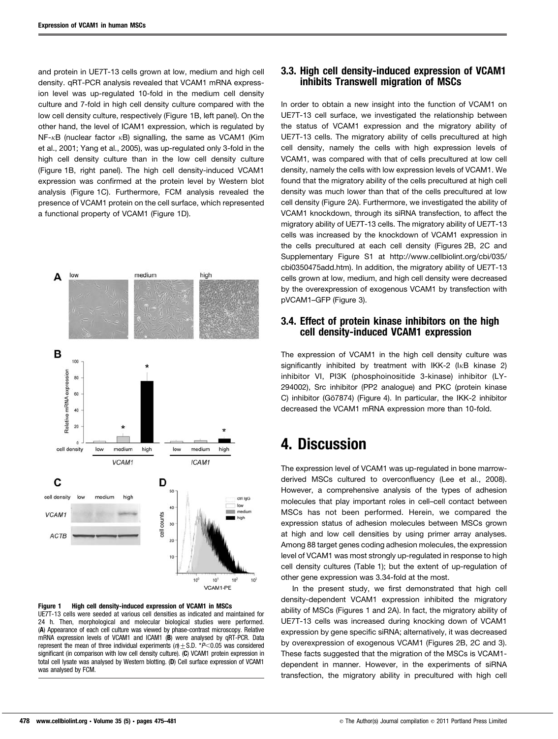and protein in UE7T-13 cells grown at low, medium and high cell density. qRT-PCR analysis revealed that VCAM1 mRNA expression level was up-regulated 10-fold in the medium cell density culture and 7-fold in high cell density culture compared with the low cell density culture, respectively (Figure 1B, left panel). On the other hand, the level of ICAM1 expression, which is regulated by NF-κB (nuclear factor κB) signalling, the same as VCAM1 (Kim et al., 2001; Yang et al., 2005), was up-regulated only 3-fold in the high cell density culture than in the low cell density culture (Figure 1B, right panel). The high cell density-induced VCAM1 expression was confirmed at the protein level by Western blot analysis (Figure 1C). Furthermore, FCM analysis revealed the presence of VCAM1 protein on the cell surface, which represented a functional property of VCAM1 (Figure 1D).

**Figure 1 High cell density-induced expression of VCAM1 in MSCs**
UE7T-13 cells were seeded at various cell densities as indicated and maintained for 24 h. Then, morphological and molecular biological studies were performed. (**A**) Appearance of each cell culture was viewed by phase-contrast microscopy. Relative mRNA expression levels of VCAM1 and ICAM1 (**B**) were analysed by qRT-PCR. Data represent the mean of three individual experiments ($n$) ± S.D. *$P<0.05$ was considered significant (in comparison with low cell density culture). (**C**) VCAM1 protein expression in total cell lysate was analysed by Western blotting. (**D**) Cell surface expression of VCAM1 was analysed by FCM.

### 3.3. High cell density-induced expression of VCAM1 inhibits Transwell migration of MSCs

In order to obtain a new insight into the function of VCAM1 on UE7T-13 cell surface, we investigated the relationship between the status of VCAM1 expression and the migratory ability of UE7T-13 cells. The migratory ability of cells precultured at high cell density, namely the cells with high expression levels of VCAM1, was compared with that of cells precultured at low cell density, namely the cells with low expression levels of VCAM1. We found that the migratory ability of the cells precultured at high cell density was much lower than that of the cells precultured at low cell density (Figure 2A). Furthermore, we investigated the ability of VCAM1 knockdown, through its siRNA transfection, to affect the migratory ability of UE7T-13 cells. The migratory ability of UE7T-13 cells was increased by the knockdown of VCAM1 expression in the cells precultured at each cell density (Figures 2B, 2C and Supplementary Figure S1 at http://www.cellbiolint.org/cbi/035/cbi0350475add.htm). In addition, the migratory ability of UE7T-13 cells grown at low, medium, and high cell density were decreased by the overexpression of exogenous VCAM1 by transfection with pVCAM1–GFP (Figure 3).

### 3.4. Effect of protein kinase inhibitors on the high cell density-induced VCAM1 expression

The expression of VCAM1 in the high cell density culture was significantly inhibited by treatment with IKK-2 (IκB kinase 2) inhibitor VI, PI3K (phosphoinositide 3-kinase) inhibitor (LY-294002), Src inhibitor (PP2 analogue) and PKC (protein kinase C) inhibitor (Gö7874) (Figure 4). In particular, the IKK-2 inhibitor decreased the VCAM1 mRNA expression more than 10-fold.

# 4. Discussion

The expression level of VCAM1 was up-regulated in bone marrow-derived MSCs cultured to overconfluency (Lee et al., 2008). However, a comprehensive analysis of the types of adhesion molecules that play important roles in cell–cell contact between MSCs has not been performed. Herein, we compared the expression status of adhesion molecules between MSCs grown at high and low cell densities by using primer array analyses. Among 88 target genes coding adhesion molecules, the expression level of VCAM1 was most strongly up-regulated in response to high cell density cultures (Table 1); but the extent of up-regulation of other gene expression was 3.34-fold at the most.

In the present study, we first demonstrated that high cell density-dependent VCAM1 expression inhibited the migratory ability of MSCs (Figures 1 and 2A). In fact, the migratory ability of UE7T-13 cells was increased during knocking down of VCAM1 expression by gene specific siRNA; alternatively, it was decreased by overexpression of exogenous VCAM1 (Figures 2B, 2C and 3). These facts suggested that the migration of the MSCs is VCAM1-dependent in manner. However, in the experiments of siRNA transfection, the migratory ability in precultured with high cell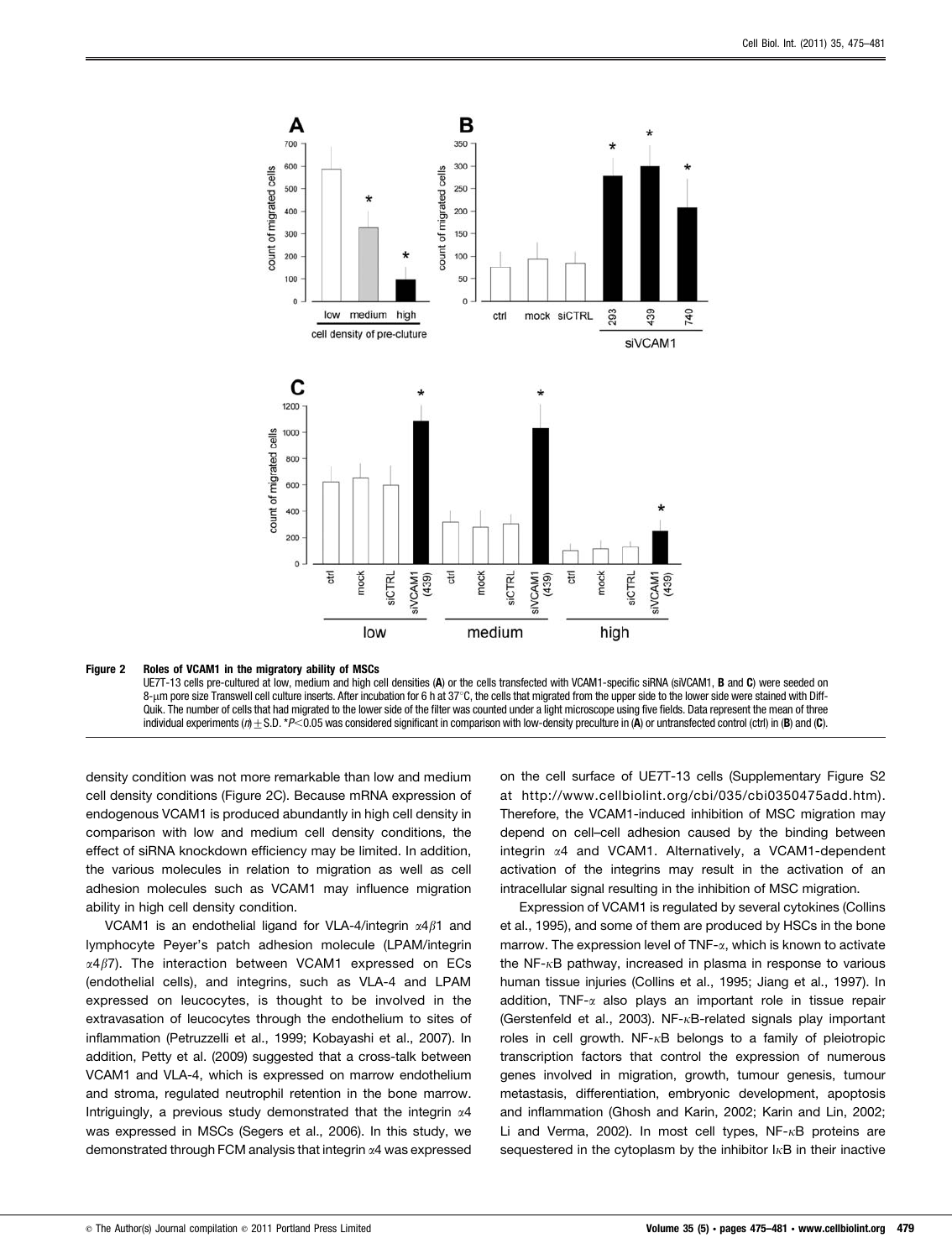**Figure 2 Roles of VCAM1 in the migratory ability of MSCs**

UE7T-13 cells pre-cultured at low, medium and high cell densities (**A**) or the cells transfected with VCAM1-specific siRNA (siVCAM1, **B** and **C**) were seeded on 8-μm pore size Transwell cell culture inserts. After incubation for 6 h at 37°C, the cells that migrated from the upper side to the lower side were stained with Diff-Quik. The number of cells that had migrated to the lower side of the filter was counted under a light microscope using five fields. Data represent the mean of three individual experiments ($n$) ± S.D. *$P<0.05$ was considered significant in comparison with low-density preculture in (**A**) or untransfected control (ctrl) in (**B**) and (**C**).

density condition was not more remarkable than low and medium cell density conditions (Figure 2C). Because mRNA expression of endogenous VCAM1 is produced abundantly in high cell density in comparison with low and medium cell density conditions, the effect of siRNA knockdown efficiency may be limited. In addition, the various molecules in relation to migration as well as cell adhesion molecules such as VCAM1 may influence migration ability in high cell density condition.

VCAM1 is an endothelial ligand for VLA-4/integrin $\alpha4\beta1$ and lymphocyte Peyer's patch adhesion molecule (LPAM/integrin $\alpha4\beta7$). The interaction between VCAM1 expressed on ECs (endothelial cells), and integrins, such as VLA-4 and LPAM expressed on leucocytes, is thought to be involved in the extravasation of leucocytes through the endothelium to sites of inflammation (Petruzzelli et al., 1999; Kobayashi et al., 2007). In addition, Petty et al. (2009) suggested that a cross-talk between VCAM1 and VLA-4, which is expressed on marrow endothelium and stroma, regulated neutrophil retention in the bone marrow. Intriguingly, a previous study demonstrated that the integrin $\alpha4$ was expressed in MSCs (Segers et al., 2006). In this study, we demonstrated through FCM analysis that integrin $\alpha4$ was expressed on the cell surface of UE7T-13 cells (Supplementary Figure S2 at http://www.cellbiolint.org/cbi/035/cbi0350475add.htm). Therefore, the VCAM1-induced inhibition of MSC migration may depend on cell–cell adhesion caused by the binding between integrin $\alpha4$ and VCAM1. Alternatively, a VCAM1-dependent activation of the integrins may result in the activation of an intracellular signal resulting in the inhibition of MSC migration.

Expression of VCAM1 is regulated by several cytokines (Collins et al., 1995), and some of them are produced by HSCs in the bone marrow. The expression level of TNF-$\alpha$, which is known to activate the NF-$\kappa$B pathway, increased in plasma in response to various human tissue injuries (Collins et al., 1995; Jiang et al., 1997). In addition, TNF-$\alpha$ also plays an important role in tissue repair (Gerstenfeld et al., 2003). NF-$\kappa$B-related signals play important roles in cell growth. NF-$\kappa$B belongs to a family of pleiotropic transcription factors that control the expression of numerous genes involved in migration, growth, tumour genesis, tumour metastasis, differentiation, embryonic development, apoptosis and inflammation (Ghosh and Karin, 2002; Karin and Lin, 2002; Li and Verma, 2002). In most cell types, NF-$\kappa$B proteins are sequestered in the cytoplasm by the inhibitor I$\kappa$B in their inactive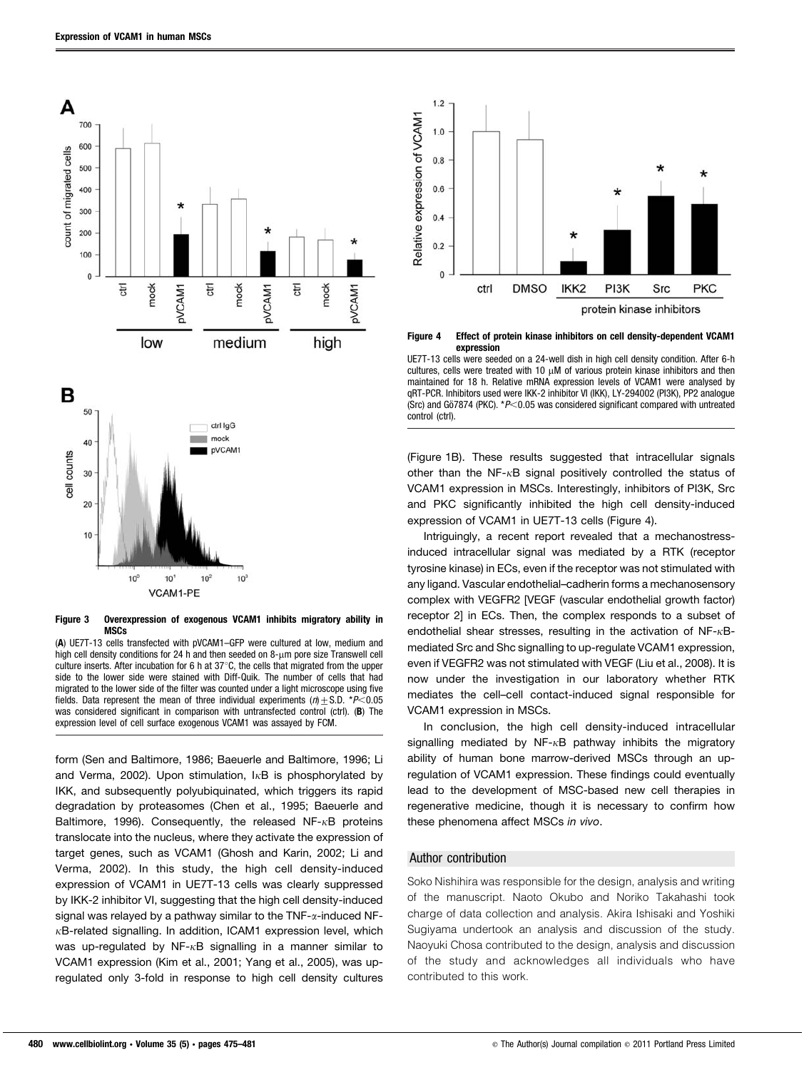**Figure 3 Overexpression of exogenous VCAM1 inhibits migratory ability in MSCs**

(**A**) UE7T-13 cells transfected with pVCAM1–GFP were cultured at low, medium and high cell density conditions for 24 h and then seeded on 8-μm pore size Transwell cell culture inserts. After incubation for 6 h at 37°C, the cells that migrated from the upper side to the lower side were stained with Diff-Quik. The number of cells that had migrated to the lower side of the filter was counted under a light microscope using five fields. Data represent the mean of three individual experiments ($n$) ± S.D. \*$P<0.05$ was considered significant in comparison with untransfected control (ctrl). (**B**) The expression level of cell surface exogenous VCAM1 was assayed by FCM.

**Figure 4 Effect of protein kinase inhibitors on cell density-dependent VCAM1 expression**

UE7T-13 cells were seeded on a 24-well dish in high cell density condition. After 6-h cultures, cells were treated with 10 μM of various protein kinase inhibitors and then maintained for 18 h. Relative mRNA expression levels of VCAM1 were analysed by qRT-PCR. Inhibitors used were IKK-2 inhibitor VI (IKK), LY-294002 (PI3K), PP2 analogue (Src) and Gö7874 (PKC). \*$P<0.05$ was considered significant compared with untreated control (ctrl).

form (Sen and Baltimore, 1986; Baeuerle and Baltimore, 1996; Li and Verma, 2002). Upon stimulation, IκB is phosphorylated by IKK, and subsequently polyubiquinated, which triggers its rapid degradation by proteasomes (Chen et al., 1995; Baeuerle and Baltimore, 1996). Consequently, the released NF-κB proteins translocate into the nucleus, where they activate the expression of target genes, such as VCAM1 (Ghosh and Karin, 2002; Li and Verma, 2002). In this study, the high cell density-induced expression of VCAM1 in UE7T-13 cells was clearly suppressed by IKK-2 inhibitor VI, suggesting that the high cell density-induced signal was relayed by a pathway similar to the TNF-α-induced NF-κB-related signalling. In addition, ICAM1 expression level, which was up-regulated by NF-κB signalling in a manner similar to VCAM1 expression (Kim et al., 2001; Yang et al., 2005), was up-regulated only 3-fold in response to high cell density cultures (Figure 1B). These results suggested that intracellular signals other than the NF-κB signal positively controlled the status of VCAM1 expression in MSCs. Interestingly, inhibitors of PI3K, Src and PKC significantly inhibited the high cell density-induced expression of VCAM1 in UE7T-13 cells (Figure 4).

Intriguingly, a recent report revealed that a mechanostress-induced intracellular signal was mediated by a RTK (receptor tyrosine kinase) in ECs, even if the receptor was not stimulated with any ligand. Vascular endothelial–cadherin forms a mechanosensory complex with VEGFR2 [VEGF (vascular endothelial growth factor) receptor 2] in ECs. Then, the complex responds to a subset of endothelial shear stresses, resulting in the activation of NF-κB-mediated Src and Shc signalling to up-regulate VCAM1 expression, even if VEGFR2 was not stimulated with VEGF (Liu et al., 2008). It is now under the investigation in our laboratory whether RTK mediates the cell–cell contact-induced signal responsible for VCAM1 expression in MSCs.

In conclusion, the high cell density-induced intracellular signalling mediated by NF-κB pathway inhibits the migratory ability of human bone marrow-derived MSCs through an up-regulation of VCAM1 expression. These findings could eventually lead to the development of MSC-based new cell therapies in regenerative medicine, though it is necessary to confirm how these phenomena affect MSCs *in vivo*.

## Author contribution

Soko Nishihira was responsible for the design, analysis and writing of the manuscript. Naoto Okubo and Noriko Takahashi took charge of data collection and analysis. Akira Ishisaki and Yoshiki Sugiyama undertook an analysis and discussion of the study. Naoyuki Chosa contributed to the design, analysis and discussion of the study and acknowledges all individuals who have contributed to this work.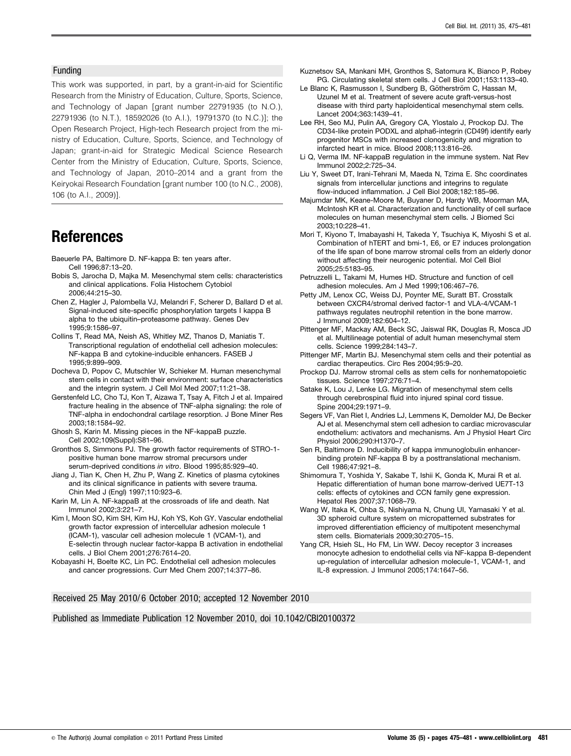## Funding

This work was supported, in part, by a grant-in-aid for Scientific Research from the Ministry of Education, Culture, Sports, Science, and Technology of Japan [grant number 22791935 (to N.O.), 22791936 (to N.T.), 18592026 (to A.I.), 19791370 (to N.C.)]; the Open Research Project, High-tech Research project from the Ministry of Education, Culture, Sports, Science, and Technology of Japan; grant-in-aid for Strategic Medical Science Research Center from the Ministry of Education, Culture, Sports, Science, and Technology of Japan, 2010–2014 and a grant from the Keiryokai Research Foundation [grant number 100 (to N.C., 2008), 106 (to A.I., 2009)].

# References

Baeuerle PA, Baltimore D. NF-kappa B: ten years after. Cell 1996;87:13–20.

Bobis S, Jarocha D, Majka M. Mesenchymal stem cells: characteristics and clinical applications. Folia Histochem Cytobiol 2006;44:215–30.

Chen Z, Hagler J, Palombella VJ, Melandri F, Scherer D, Ballard D et al. Signal-induced site-specific phosphorylation targets I kappa B alpha to the ubiquitin–proteasome pathway. Genes Dev 1995;9:1586–97.

Collins T, Read MA, Neish AS, Whitley MZ, Thanos D, Maniatis T. Transcriptional regulation of endothelial cell adhesion molecules: NF-kappa B and cytokine-inducible enhancers. FASEB J 1995;9:899–909.

Docheva D, Popov C, Mutschler W, Schieker M. Human mesenchymal stem cells in contact with their environment: surface characteristics and the integrin system. J Cell Mol Med 2007;11:21–38.

Gerstenfeld LC, Cho TJ, Kon T, Aizawa T, Tsay A, Fitch J et al. Impaired fracture healing in the absence of TNF-alpha signaling: the role of TNF-alpha in endochondral cartilage resorption. J Bone Miner Res 2003;18:1584–92.

Ghosh S, Karin M. Missing pieces in the NF-kappaB puzzle. Cell 2002;109(Suppl):S81–96.

Gronthos S, Simmons PJ. The growth factor requirements of STRO-1-positive human bone marrow stromal precursors under serum-deprived conditions *in vitro*. Blood 1995;85:929–40.

Jiang J, Tian K, Chen H, Zhu P, Wang Z. Kinetics of plasma cytokines and its clinical significance in patients with severe trauma. Chin Med J (Engl) 1997;110:923–6.

Karin M, Lin A. NF-kappaB at the crossroads of life and death. Nat Immunol 2002;3:221–7.

Kim I, Moon SO, Kim SH, Kim HJ, Koh YS, Koh GY. Vascular endothelial growth factor expression of intercellular adhesion molecule 1 (ICAM-1), vascular cell adhesion molecule 1 (VCAM-1), and E-selectin through nuclear factor-kappa B activation in endothelial cells. J Biol Chem 2001;276:7614–20.

Kobayashi H, Boelte KC, Lin PC. Endothelial cell adhesion molecules and cancer progressions. Curr Med Chem 2007;14:377–86.

Kuznetsov SA, Mankani MH, Gronthos S, Satomura K, Bianco P, Robey PG. Circulating skeletal stem cells. J Cell Biol 2001;153:1133–40.

Le Blanc K, Rasmusson I, Sundberg B, Götherström C, Hassan M, Uzunel M et al. Treatment of severe acute graft-versus-host disease with third party haploidentical mesenchymal stem cells. Lancet 2004;363:1439–41.

Lee RH, Seo MJ, Pulin AA, Gregory CA, Ylostalo J, Prockop DJ. The CD34-like protein PODXL and alpha6-integrin (CD49f) identify early progenitor MSCs with increased clonogenicity and migration to infarcted heart in mice. Blood 2008;113:816–26.

Li Q, Verma IM. NF-kappaB regulation in the immune system. Nat Rev Immunol 2002;2:725–34.

Liu Y, Sweet DT, Irani-Tehrani M, Maeda N, Tzima E. Shc coordinates signals from intercellular junctions and integrins to regulate flow-induced inflammation. J Cell Biol 2008;182:185–96.

Majumdar MK, Keane-Moore M, Buyaner D, Hardy WB, Moorman MA, McIntosh KR et al. Characterization and functionality of cell surface molecules on human mesenchymal stem cells. J Biomed Sci 2003;10:228–41.

Mori T, Kiyono T, Imabayashi H, Takeda Y, Tsuchiya K, Miyoshi S et al. Combination of hTERT and bmi-1, E6, or E7 induces prolongation of the life span of bone marrow stromal cells from an elderly donor without affecting their neurogenic potential. Mol Cell Biol 2005;25:5183–95.

Petruzzelli L, Takami M, Humes HD. Structure and function of cell adhesion molecules. Am J Med 1999;106:467–76.

Petty JM, Lenox CC, Weiss DJ, Poynter ME, Suratt BT. Crosstalk between CXCR4/stromal derived factor-1 and VLA-4/VCAM-1 pathways regulates neutrophil retention in the bone marrow. J Immunol 2009;182:604–12.

Pittenger MF, Mackay AM, Beck SC, Jaiswal RK, Douglas R, Mosca JD et al. Multilineage potential of adult human mesenchymal stem cells. Science 1999;284:143–7.

Pittenger MF, Martin BJ. Mesenchymal stem cells and their potential as cardiac therapeutics. Circ Res 2004;95:9–20.

Prockop DJ. Marrow stromal cells as stem cells for nonhematopoietic tissues. Science 1997;276:71–4.

Satake K, Lou J, Lenke LG. Migration of mesenchymal stem cells through cerebrospinal fluid into injured spinal cord tissue. Spine 2004;29:1971–9.

Segers VF, Van Riet I, Andries LJ, Lemmens K, Demolder MJ, De Becker AJ et al. Mesenchymal stem cell adhesion to cardiac microvascular endothelium: activators and mechanisms. Am J Physiol Heart Circ Physiol 2006;290:H1370–7.

Sen R, Baltimore D. Inducibility of kappa immunoglobulin enhancer-binding protein NF-kappa B by a posttranslational mechanism. Cell 1986;47:921–8.

Shimomura T, Yoshida Y, Sakabe T, Ishii K, Gonda K, Murai R et al. Hepatic differentiation of human bone marrow-derived UE7T-13 cells: effects of cytokines and CCN family gene expression. Hepatol Res 2007;37:1068–79.

Wang W, Itaka K, Ohba S, Nishiyama N, Chung UI, Yamasaki Y et al. 3D spheroid culture system on micropatterned substrates for improved differentiation efficiency of multipotent mesenchymal stem cells. Biomaterials 2009;30:2705–15.

Yang CR, Hsieh SL, Ho FM, Lin WW. Decoy receptor 3 increases monocyte adhesion to endothelial cells via NF-kappa B-dependent up-regulation of intercellular adhesion molecule-1, VCAM-1, and IL-8 expression. J Immunol 2005;174:1647–56.

Received 25 May 2010/6 October 2010; accepted 12 November 2010

Published as Immediate Publication 12 November 2010, doi 10.1042/CBI20100372